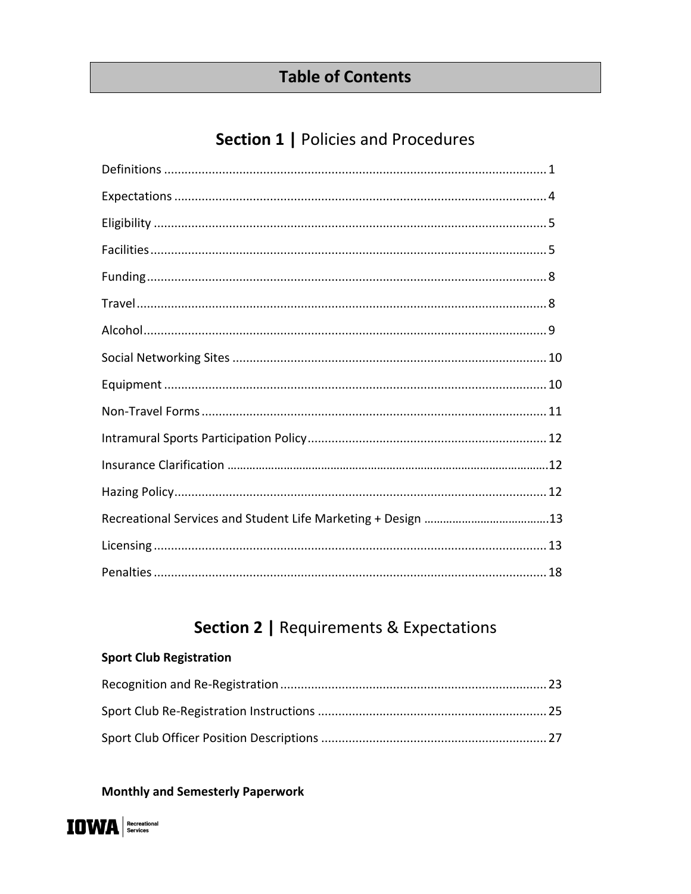# Table of Contents

## Section 1 | Policies and Procedures

- Definitions ... 1
- Expectations ... 4
- Eligibility ... 5
- Facilities ... 5
- Funding ... 8
- Travel ... 8
- Alcohol ... 9
- Social Networking Sites ... 10
- Equipment ... 10
- Non-Travel Forms ... 11
- Intramural Sports Participation Policy ... 12
- Insurance Clarification ... 12
- Hazing Policy ... 12
- Recreational Services and Student Life Marketing + Design ... 13
- Licensing ... 13
- Penalties ... 18

## Section 2 | Requirements & Expectations

### Sport Club Registration

- Recognition and Re-Registration ... 23
- Sport Club Re-Registration Instructions ... 25
- Sport Club Officer Position Descriptions ... 27

### Monthly and Semesterly Paperwork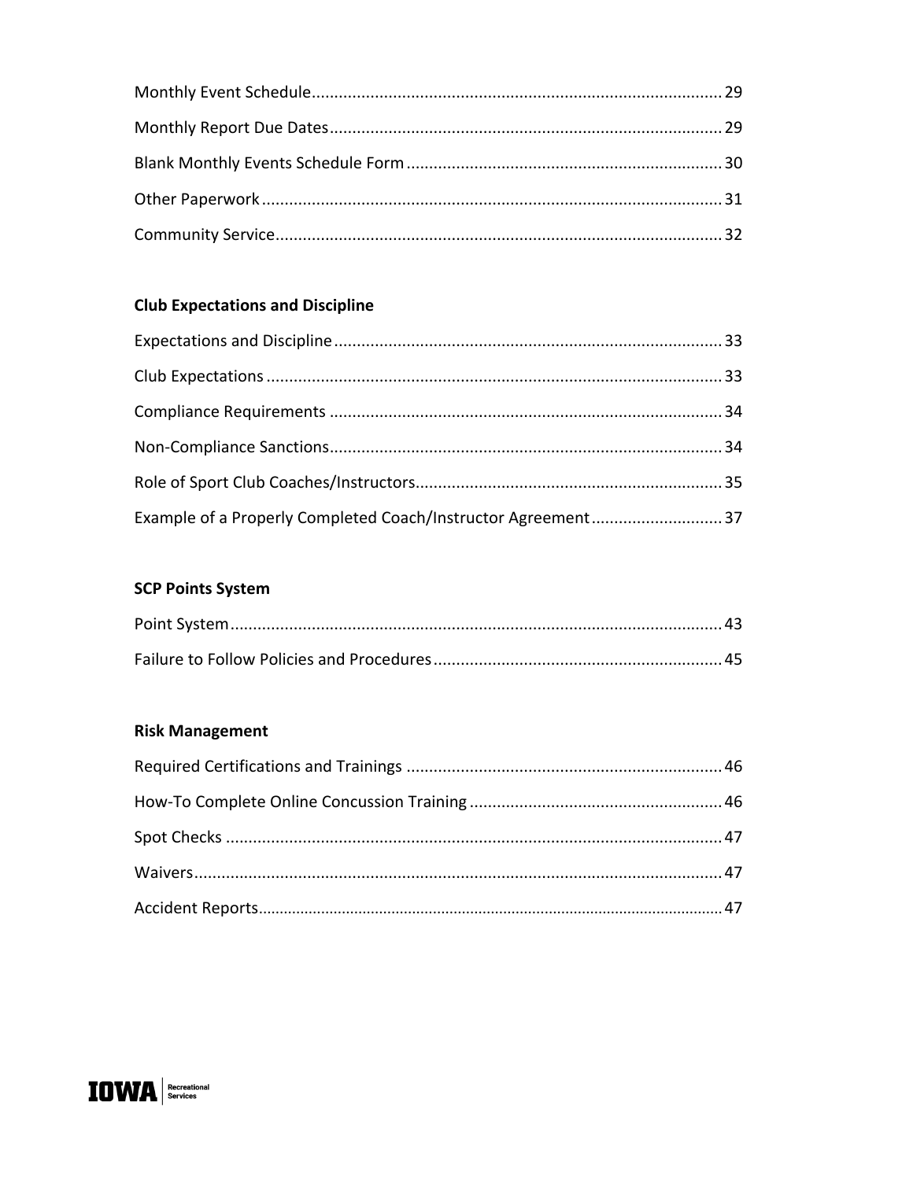Monthly Event Schedule.......................................................................................... 29

Monthly Report Due Dates...................................................................................... 29

Blank Monthly Events Schedule Form ..................................................................... 30

Other Paperwork .................................................................................................... 31

Community Service.................................................................................................. 32

**Club Expectations and Discipline**

Expectations and Discipline ..................................................................................... 33

Club Expectations .................................................................................................... 33

Compliance Requirements ...................................................................................... 34

Non-Compliance Sanctions...................................................................................... 34

Role of Sport Club Coaches/Instructors................................................................... 35

Example of a Properly Completed Coach/Instructor Agreement ............................ 37

**SCP Points System**

Point System............................................................................................................ 43

Failure to Follow Policies and Procedures ............................................................... 45

**Risk Management**

Required Certifications and Trainings ..................................................................... 46

How-To Complete Online Concussion Training ....................................................... 46

Spot Checks ............................................................................................................. 47

Waivers.................................................................................................................... 47

Accident Reports...................................................................................................... 47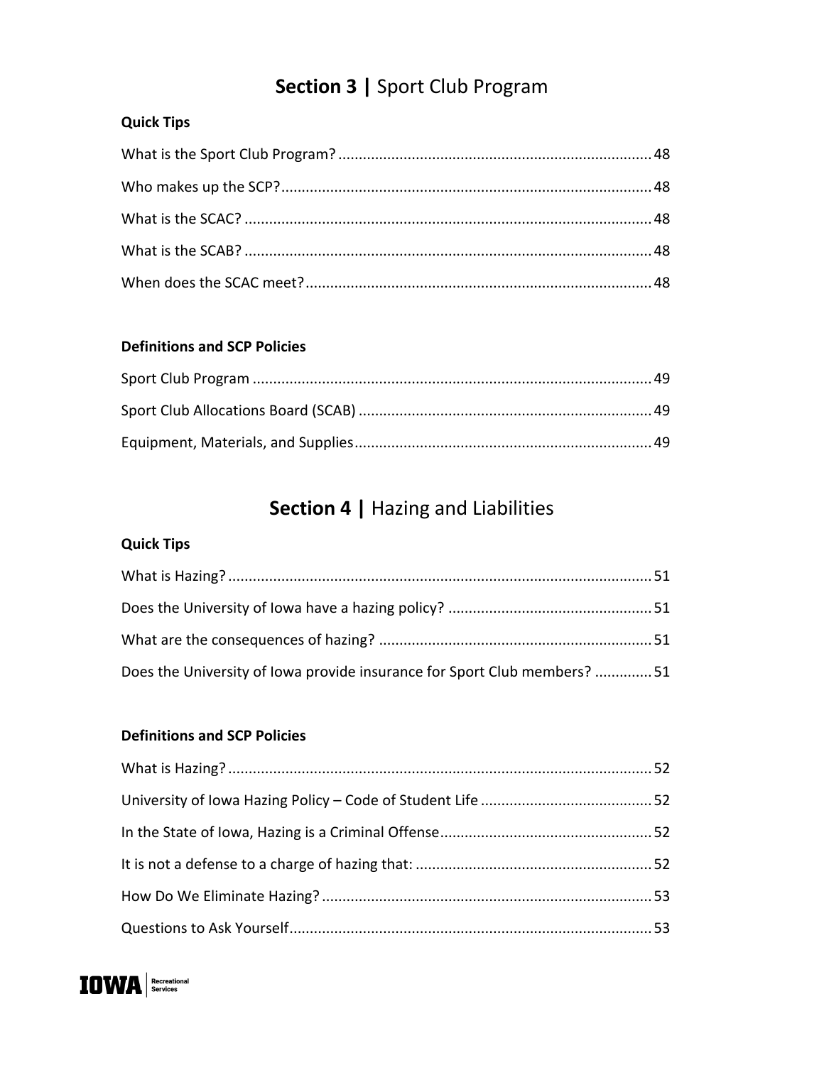## **Section 3 |** Sport Club Program

**Quick Tips**

What is the Sport Club Program? ............................................................................ 48

Who makes up the SCP? .......................................................................................... 48

What is the SCAC? ................................................................................................... 48

What is the SCAB? ................................................................................................... 48

When does the SCAC meet? .................................................................................... 48

**Definitions and SCP Policies**

Sport Club Program ................................................................................................. 49

Sport Club Allocations Board (SCAB) ....................................................................... 49

Equipment, Materials, and Supplies ......................................................................... 49

## **Section 4 |** Hazing and Liabilities

**Quick Tips**

What is Hazing? ....................................................................................................... 51

Does the University of Iowa have a hazing policy? ................................................. 51

What are the consequences of hazing? .................................................................. 51

Does the University of Iowa provide insurance for Sport Club members? .............. 51

**Definitions and SCP Policies**

What is Hazing? ....................................................................................................... 52

University of Iowa Hazing Policy – Code of Student Life .......................................... 52

In the State of Iowa, Hazing is a Criminal Offense ................................................... 52

It is not a defense to a charge of hazing that: .......................................................... 52

How Do We Eliminate Hazing? ................................................................................. 53

Questions to Ask Yourself ......................................................................................... 53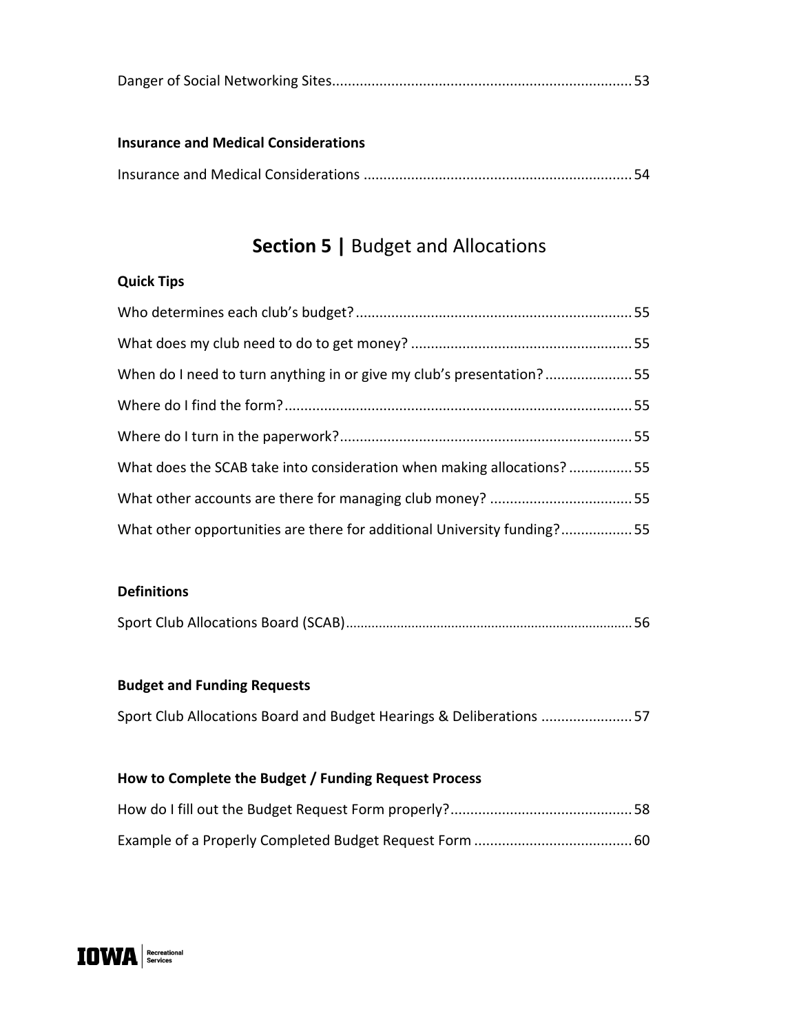Danger of Social Networking Sites........................................................................... 53

**Insurance and Medical Considerations**

Insurance and Medical Considerations .................................................................... 54

## **Section 5 |** Budget and Allocations

**Quick Tips**

Who determines each club's budget?...................................................................... 55

What does my club need to do to get money? ........................................................ 55

When do I need to turn anything in or give my club's presentation? ...................... 55

Where do I find the form?........................................................................................ 55

Where do I turn in the paperwork?.......................................................................... 55

What does the SCAB take into consideration when making allocations? ................ 55

What other accounts are there for managing club money? .................................... 55

What other opportunities are there for additional University funding?.................. 55

**Definitions**

Sport Club Allocations Board (SCAB)............................................................................ 56

**Budget and Funding Requests**

Sport Club Allocations Board and Budget Hearings & Deliberations ....................... 57

**How to Complete the Budget / Funding Request Process**

How do I fill out the Budget Request Form properly?.............................................. 58

Example of a Properly Completed Budget Request Form ........................................ 60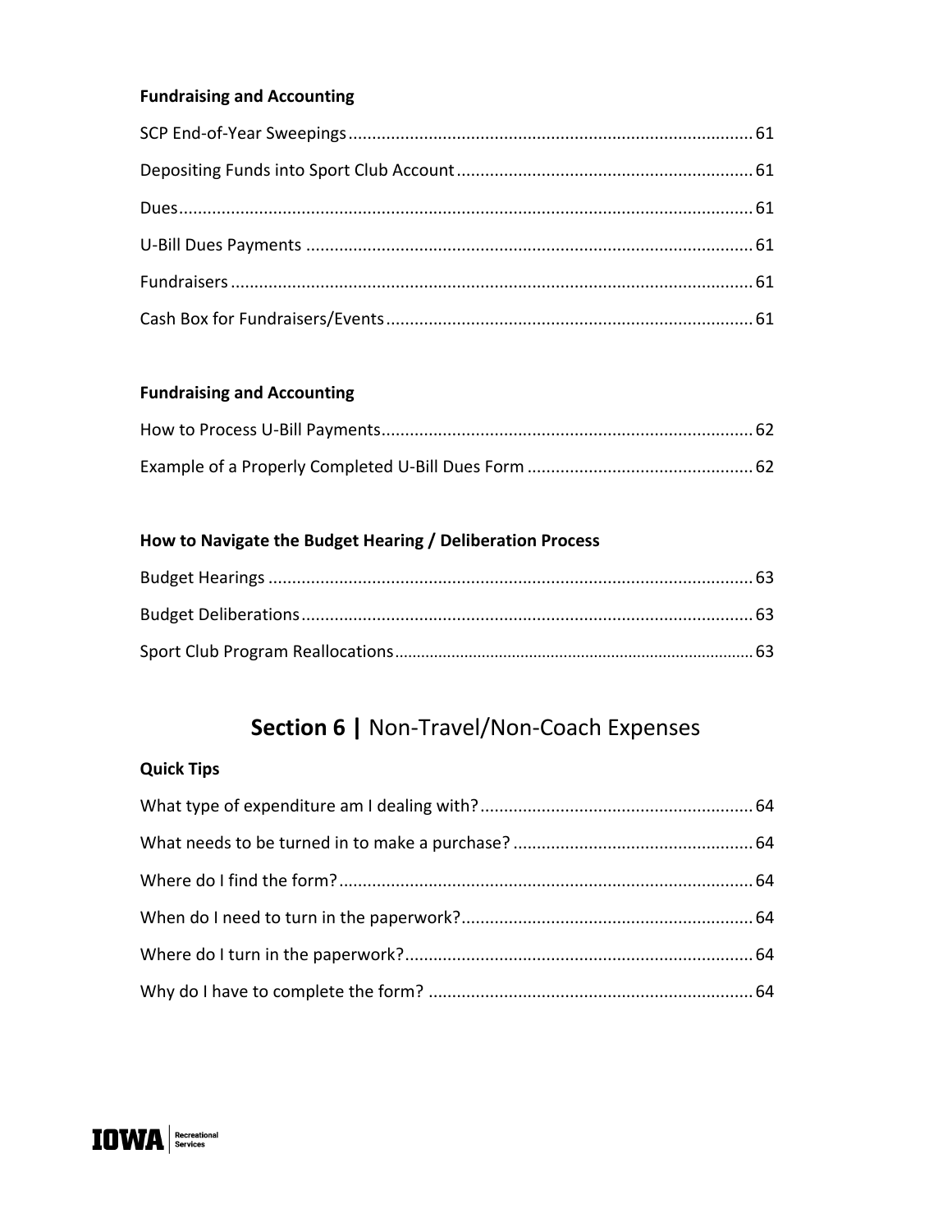**Fundraising and Accounting**

SCP End-of-Year Sweepings ..... 61

Depositing Funds into Sport Club Account ..... 61

Dues ..... 61

U-Bill Dues Payments ..... 61

Fundraisers ..... 61

Cash Box for Fundraisers/Events ..... 61

**Fundraising and Accounting**

How to Process U-Bill Payments ..... 62

Example of a Properly Completed U-Bill Dues Form ..... 62

**How to Navigate the Budget Hearing / Deliberation Process**

Budget Hearings ..... 63

Budget Deliberations ..... 63

Sport Club Program Reallocations ..... 63

## **Section 6 |** Non-Travel/Non-Coach Expenses

**Quick Tips**

What type of expenditure am I dealing with? ..... 64

What needs to be turned in to make a purchase? ..... 64

Where do I find the form? ..... 64

When do I need to turn in the paperwork? ..... 64

Where do I turn in the paperwork? ..... 64

Why do I have to complete the form? ..... 64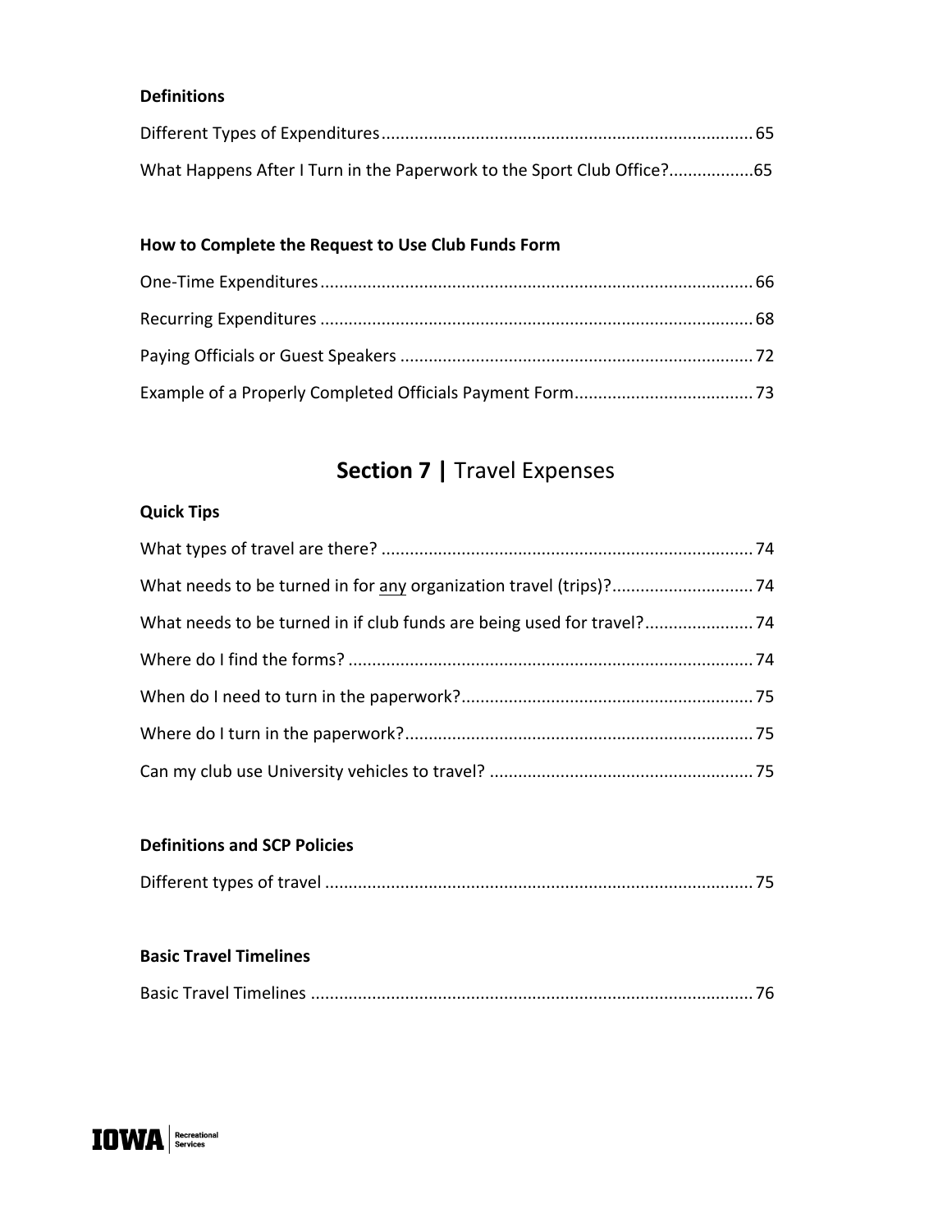**Definitions**

Different Types of Expenditures ........................................................................................ 65

What Happens After I Turn in the Paperwork to the Sport Club Office?.................65

**How to Complete the Request to Use Club Funds Form**

One-Time Expenditures ........................................................................................ 66

Recurring Expenditures ........................................................................................ 68

Paying Officials or Guest Speakers ........................................................................ 72

Example of a Properly Completed Officials Payment Form...................................... 73

## **Section 7 |** Travel Expenses

**Quick Tips**

What types of travel are there? ............................................................................. 74

What needs to be turned in for <u>any</u> organization travel (trips)?.............................. 74

What needs to be turned in if club funds are being used for travel?....................... 74

Where do I find the forms? .................................................................................... 74

When do I need to turn in the paperwork?............................................................. 75

Where do I turn in the paperwork?........................................................................ 75

Can my club use University vehicles to travel? ....................................................... 75

**Definitions and SCP Policies**

Different types of travel ......................................................................................... 75

**Basic Travel Timelines**

Basic Travel Timelines ........................................................................................... 76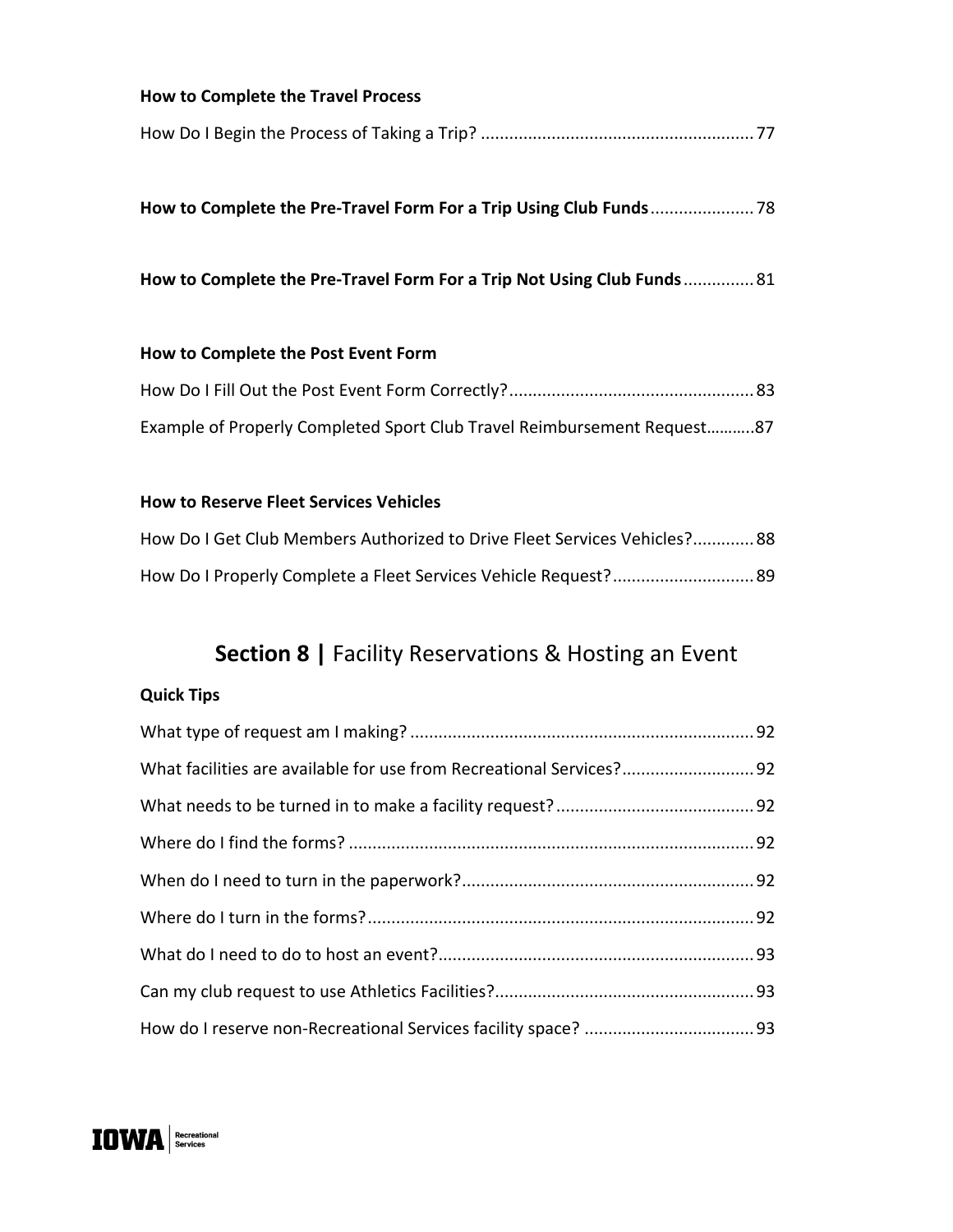**How to Complete the Travel Process**

How Do I Begin the Process of Taking a Trip? .......................................................... 77

**How to Complete the Pre-Travel Form For a Trip Using Club Funds** ...................... 78

**How to Complete the Pre-Travel Form For a Trip Not Using Club Funds** ............... 81

**How to Complete the Post Event Form**

How Do I Fill Out the Post Event Form Correctly? .................................................... 83

Example of Properly Completed Sport Club Travel Reimbursement Request...........87

**How to Reserve Fleet Services Vehicles**

How Do I Get Club Members Authorized to Drive Fleet Services Vehicles? ............. 88

How Do I Properly Complete a Fleet Services Vehicle Request? .............................. 89

## **Section 8 |** Facility Reservations & Hosting an Event

**Quick Tips**

What type of request am I making? ......................................................................... 92

What facilities are available for use from Recreational Services? ............................ 92

What needs to be turned in to make a facility request? .......................................... 92

Where do I find the forms? ...................................................................................... 92

When do I need to turn in the paperwork? .............................................................. 92

Where do I turn in the forms? .................................................................................. 92

What do I need to do to host an event? ................................................................... 93

Can my club request to use Athletics Facilities? ....................................................... 93

How do I reserve non-Recreational Services facility space? .................................... 93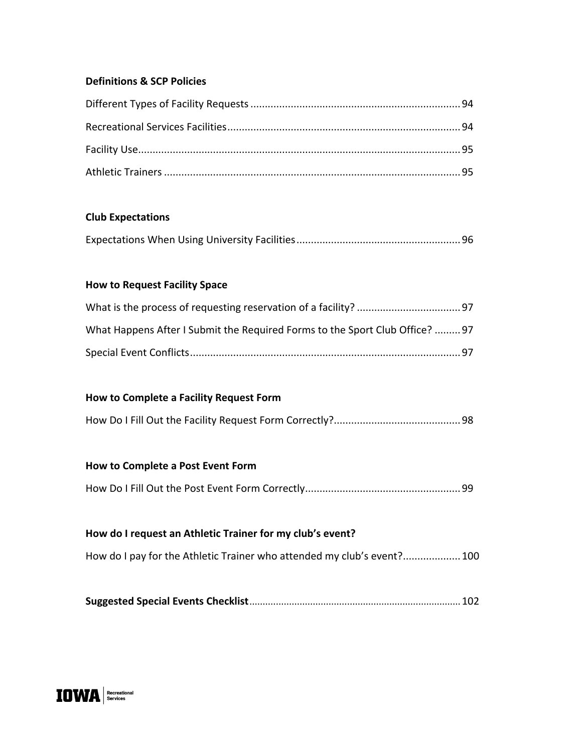**Definitions & SCP Policies**

Different Types of Facility Requests ........................................................................ 94

Recreational Services Facilities................................................................................ 94

Facility Use............................................................................................................... 95

Athletic Trainers ...................................................................................................... 95

**Club Expectations**

Expectations When Using University Facilities......................................................... 96

**How to Request Facility Space**

What is the process of requesting reservation of a facility? .................................... 97

What Happens After I Submit the Required Forms to the Sport Club Office? ......... 97

Special Event Conflicts............................................................................................. 97

**How to Complete a Facility Request Form**

How Do I Fill Out the Facility Request Form Correctly?............................................ 98

**How to Complete a Post Event Form**

How Do I Fill Out the Post Event Form Correctly...................................................... 99

**How do I request an Athletic Trainer for my club's event?**

How do I pay for the Athletic Trainer who attended my club's event?.................... 100

**Suggested Special Events Checklist**............................................................................... 102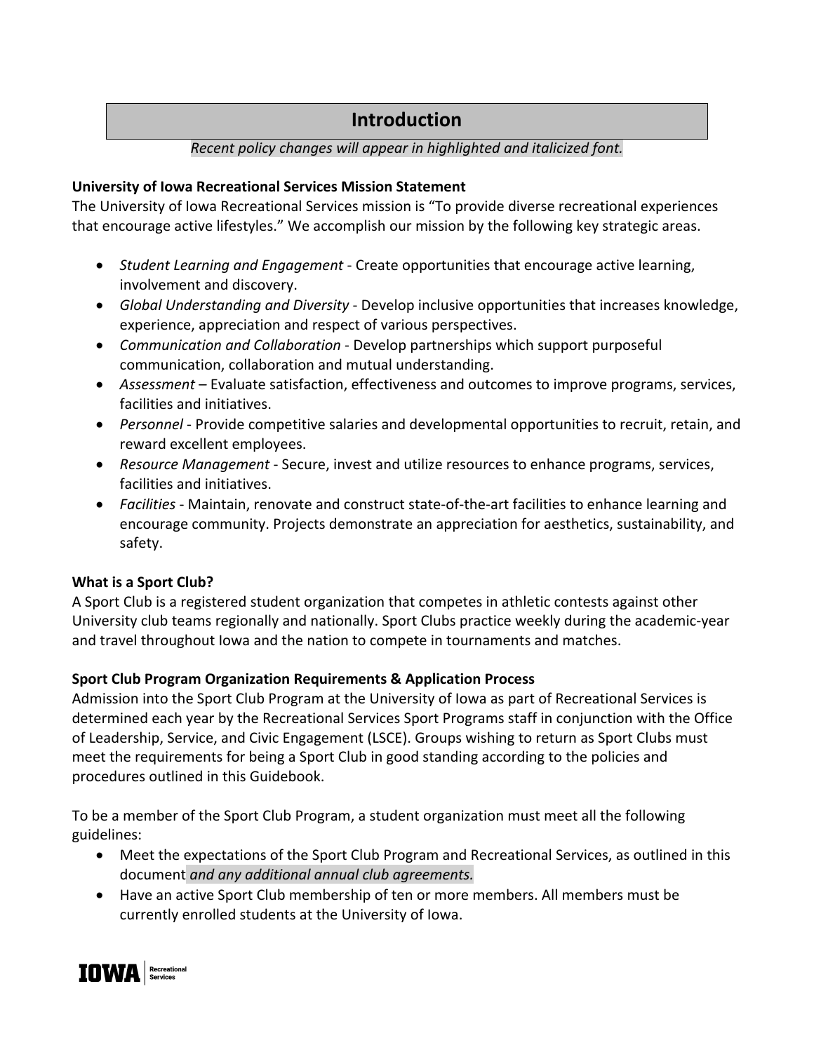# Introduction

*Recent policy changes will appear in highlighted and italicized font.*

**University of Iowa Recreational Services Mission Statement**

The University of Iowa Recreational Services mission is "To provide diverse recreational experiences that encourage active lifestyles." We accomplish our mission by the following key strategic areas.

- *Student Learning and Engagement* - Create opportunities that encourage active learning, involvement and discovery.
- *Global Understanding and Diversity* - Develop inclusive opportunities that increases knowledge, experience, appreciation and respect of various perspectives.
- *Communication and Collaboration* - Develop partnerships which support purposeful communication, collaboration and mutual understanding.
- *Assessment* – Evaluate satisfaction, effectiveness and outcomes to improve programs, services, facilities and initiatives.
- *Personnel* - Provide competitive salaries and developmental opportunities to recruit, retain, and reward excellent employees.
- *Resource Management* - Secure, invest and utilize resources to enhance programs, services, facilities and initiatives.
- *Facilities* - Maintain, renovate and construct state-of-the-art facilities to enhance learning and encourage community. Projects demonstrate an appreciation for aesthetics, sustainability, and safety.

**What is a Sport Club?**

A Sport Club is a registered student organization that competes in athletic contests against other University club teams regionally and nationally. Sport Clubs practice weekly during the academic-year and travel throughout Iowa and the nation to compete in tournaments and matches.

**Sport Club Program Organization Requirements & Application Process**

Admission into the Sport Club Program at the University of Iowa as part of Recreational Services is determined each year by the Recreational Services Sport Programs staff in conjunction with the Office of Leadership, Service, and Civic Engagement (LSCE). Groups wishing to return as Sport Clubs must meet the requirements for being a Sport Club in good standing according to the policies and procedures outlined in this Guidebook.

To be a member of the Sport Club Program, a student organization must meet all the following guidelines:

- Meet the expectations of the Sport Club Program and Recreational Services, as outlined in this document *and any additional annual club agreements.*
- Have an active Sport Club membership of ten or more members. All members must be currently enrolled students at the University of Iowa.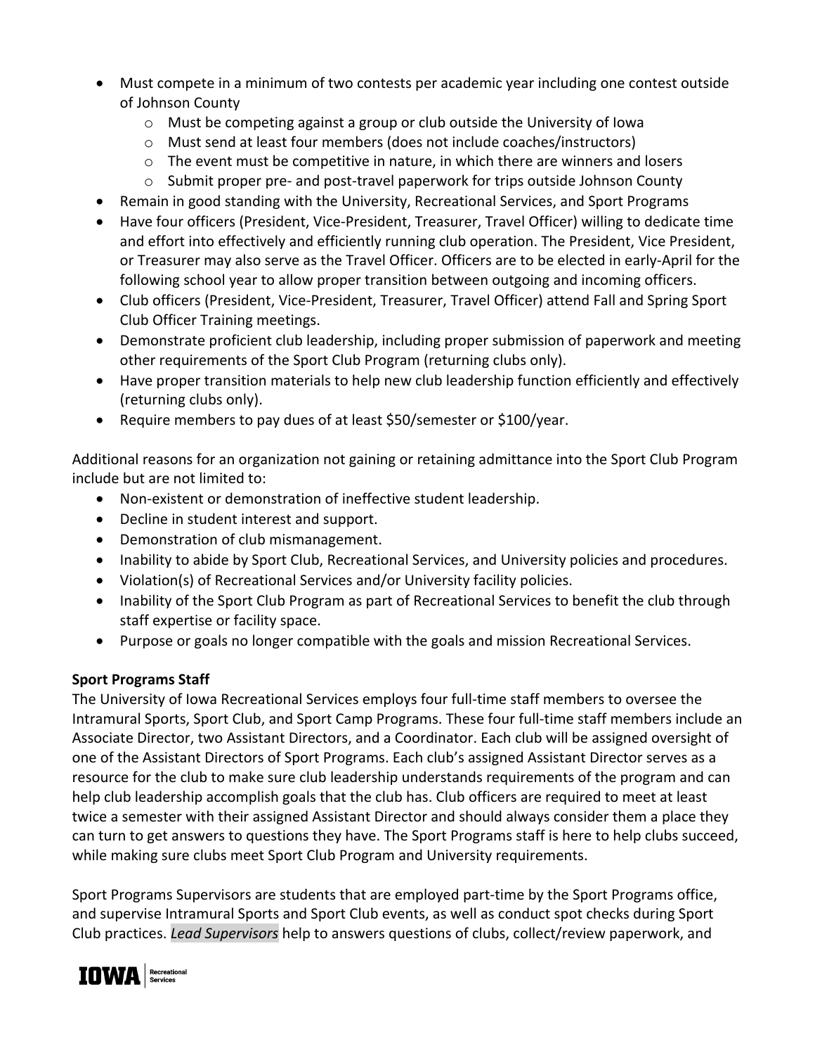- Must compete in a minimum of two contests per academic year including one contest outside of Johnson County
  - Must be competing against a group or club outside the University of Iowa
  - Must send at least four members (does not include coaches/instructors)
  - The event must be competitive in nature, in which there are winners and losers
  - Submit proper pre- and post-travel paperwork for trips outside Johnson County
- Remain in good standing with the University, Recreational Services, and Sport Programs
- Have four officers (President, Vice-President, Treasurer, Travel Officer) willing to dedicate time and effort into effectively and efficiently running club operation. The President, Vice President, or Treasurer may also serve as the Travel Officer. Officers are to be elected in early-April for the following school year to allow proper transition between outgoing and incoming officers.
- Club officers (President, Vice-President, Treasurer, Travel Officer) attend Fall and Spring Sport Club Officer Training meetings.
- Demonstrate proficient club leadership, including proper submission of paperwork and meeting other requirements of the Sport Club Program (returning clubs only).
- Have proper transition materials to help new club leadership function efficiently and effectively (returning clubs only).
- Require members to pay dues of at least $50/semester or $100/year.

Additional reasons for an organization not gaining or retaining admittance into the Sport Club Program include but are not limited to:

- Non-existent or demonstration of ineffective student leadership.
- Decline in student interest and support.
- Demonstration of club mismanagement.
- Inability to abide by Sport Club, Recreational Services, and University policies and procedures.
- Violation(s) of Recreational Services and/or University facility policies.
- Inability of the Sport Club Program as part of Recreational Services to benefit the club through staff expertise or facility space.
- Purpose or goals no longer compatible with the goals and mission Recreational Services.

**Sport Programs Staff**

The University of Iowa Recreational Services employs four full-time staff members to oversee the Intramural Sports, Sport Club, and Sport Camp Programs. These four full-time staff members include an Associate Director, two Assistant Directors, and a Coordinator. Each club will be assigned oversight of one of the Assistant Directors of Sport Programs. Each club's assigned Assistant Director serves as a resource for the club to make sure club leadership understands requirements of the program and can help club leadership accomplish goals that the club has. Club officers are required to meet at least twice a semester with their assigned Assistant Director and should always consider them a place they can turn to get answers to questions they have. The Sport Programs staff is here to help clubs succeed, while making sure clubs meet Sport Club Program and University requirements.

Sport Programs Supervisors are students that are employed part-time by the Sport Programs office, and supervise Intramural Sports and Sport Club events, as well as conduct spot checks during Sport Club practices. *Lead Supervisors* help to answers questions of clubs, collect/review paperwork, and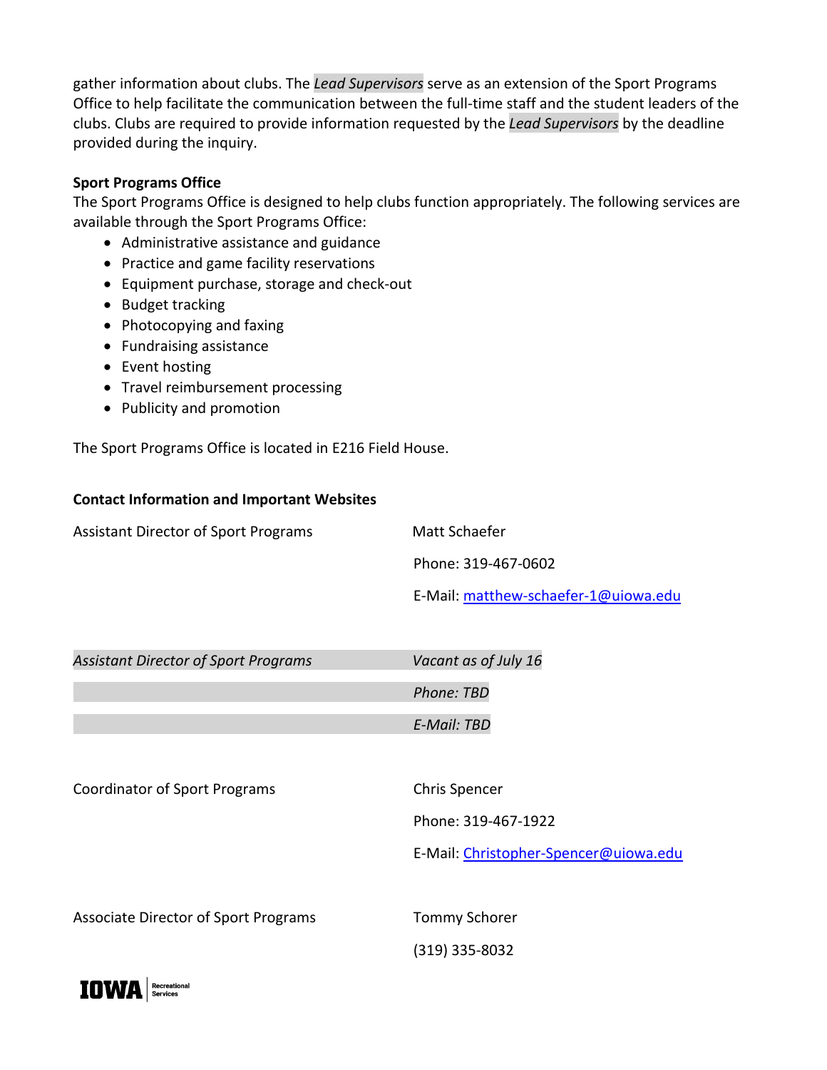gather information about clubs. The *Lead Supervisors* serve as an extension of the Sport Programs Office to help facilitate the communication between the full-time staff and the student leaders of the clubs. Clubs are required to provide information requested by the *Lead Supervisors* by the deadline provided during the inquiry.

**Sport Programs Office**

The Sport Programs Office is designed to help clubs function appropriately. The following services are available through the Sport Programs Office:

- Administrative assistance and guidance
- Practice and game facility reservations
- Equipment purchase, storage and check-out
- Budget tracking
- Photocopying and faxing
- Fundraising assistance
- Event hosting
- Travel reimbursement processing
- Publicity and promotion

The Sport Programs Office is located in E216 Field House.

**Contact Information and Important Websites**

| | |
|---|---|
| Assistant Director of Sport Programs | Matt Schaefer |
| | Phone: 319-467-0602 |
| | E-Mail: matthew-schaefer-1@uiowa.edu |
| *Assistant Director of Sport Programs* | *Vacant as of July 16* |
| | *Phone: TBD* |
| | *E-Mail: TBD* |
| Coordinator of Sport Programs | Chris Spencer |
| | Phone: 319-467-1922 |
| | E-Mail: Christopher-Spencer@uiowa.edu |
| Associate Director of Sport Programs | Tommy Schorer |
| | (319) 335-8032 |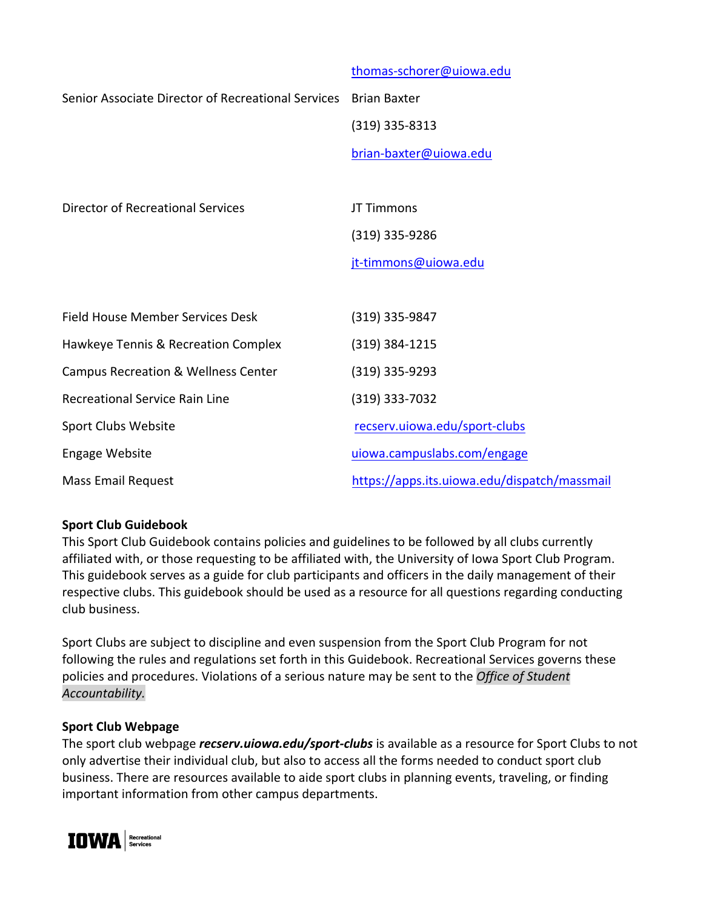| | |
|---|---|
| | thomas-schorer@uiowa.edu |
| Senior Associate Director of Recreational Services | Brian Baxter |
| | (319) 335-8313 |
| | brian-baxter@uiowa.edu |
| Director of Recreational Services | JT Timmons |
| | (319) 335-9286 |
| | jt-timmons@uiowa.edu |
| Field House Member Services Desk | (319) 335-9847 |
| Hawkeye Tennis & Recreation Complex | (319) 384-1215 |
| Campus Recreation & Wellness Center | (319) 335-9293 |
| Recreational Service Rain Line | (319) 333-7032 |
| Sport Clubs Website | recserv.uiowa.edu/sport-clubs |
| Engage Website | uiowa.campuslabs.com/engage |
| Mass Email Request | https://apps.its.uiowa.edu/dispatch/massmail |

**Sport Club Guidebook**

This Sport Club Guidebook contains policies and guidelines to be followed by all clubs currently affiliated with, or those requesting to be affiliated with, the University of Iowa Sport Club Program. This guidebook serves as a guide for club participants and officers in the daily management of their respective clubs. This guidebook should be used as a resource for all questions regarding conducting club business.

Sport Clubs are subject to discipline and even suspension from the Sport Club Program for not following the rules and regulations set forth in this Guidebook. Recreational Services governs these policies and procedures. Violations of a serious nature may be sent to the *Office of Student Accountability.*

**Sport Club Webpage**

The sport club webpage ***recserv.uiowa.edu/sport-clubs*** is available as a resource for Sport Clubs to not only advertise their individual club, but also to access all the forms needed to conduct sport club business. There are resources available to aide sport clubs in planning events, traveling, or finding important information from other campus departments.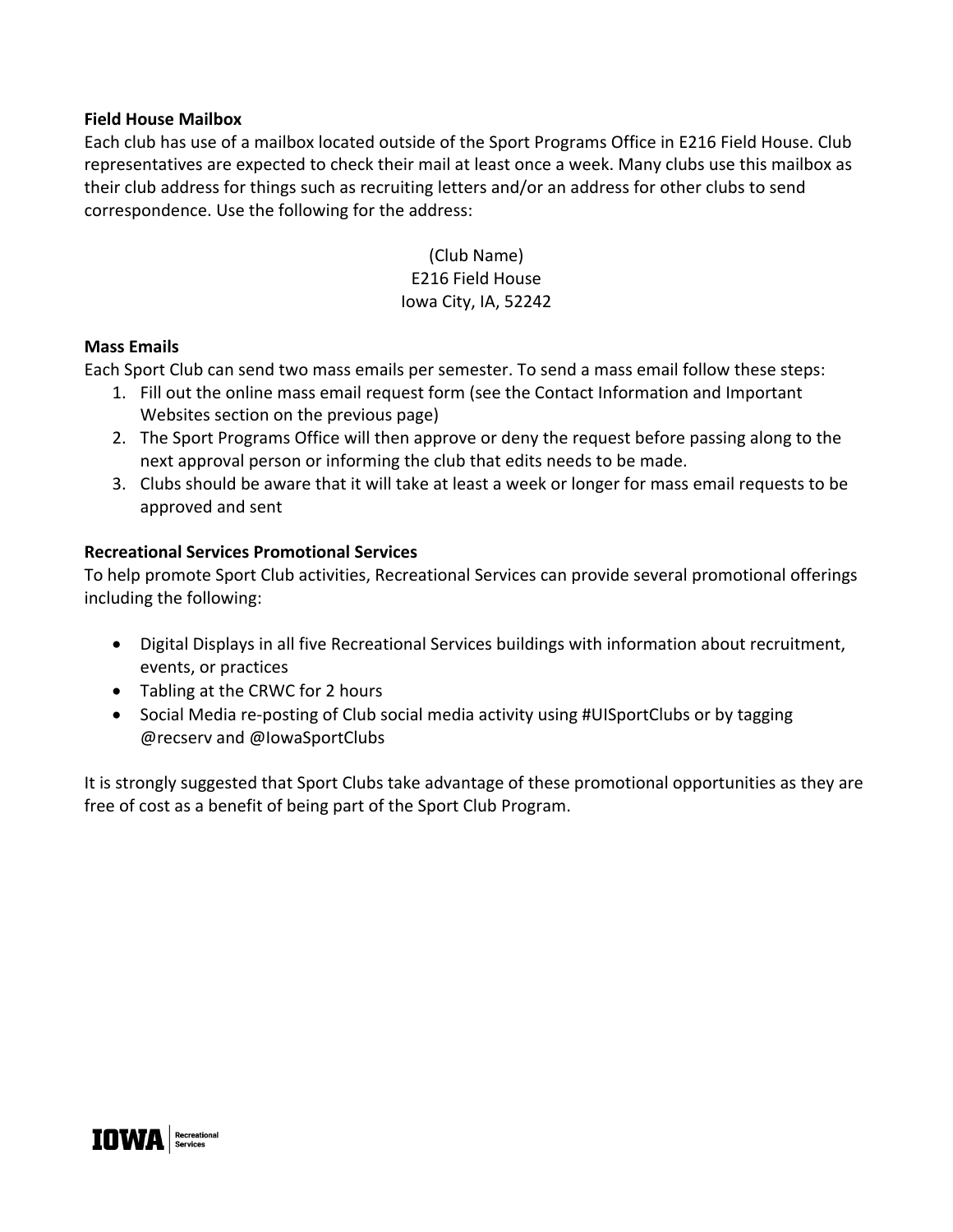**Field House Mailbox**

Each club has use of a mailbox located outside of the Sport Programs Office in E216 Field House. Club representatives are expected to check their mail at least once a week. Many clubs use this mailbox as their club address for things such as recruiting letters and/or an address for other clubs to send correspondence. Use the following for the address:

(Club Name)
E216 Field House
Iowa City, IA, 52242

**Mass Emails**

Each Sport Club can send two mass emails per semester. To send a mass email follow these steps:

1. Fill out the online mass email request form (see the Contact Information and Important Websites section on the previous page)
2. The Sport Programs Office will then approve or deny the request before passing along to the next approval person or informing the club that edits needs to be made.
3. Clubs should be aware that it will take at least a week or longer for mass email requests to be approved and sent

**Recreational Services Promotional Services**

To help promote Sport Club activities, Recreational Services can provide several promotional offerings including the following:

- Digital Displays in all five Recreational Services buildings with information about recruitment, events, or practices
- Tabling at the CRWC for 2 hours
- Social Media re-posting of Club social media activity using #UISportClubs or by tagging @recserv and @IowaSportClubs

It is strongly suggested that Sport Clubs take advantage of these promotional opportunities as they are free of cost as a benefit of being part of the Sport Club Program.